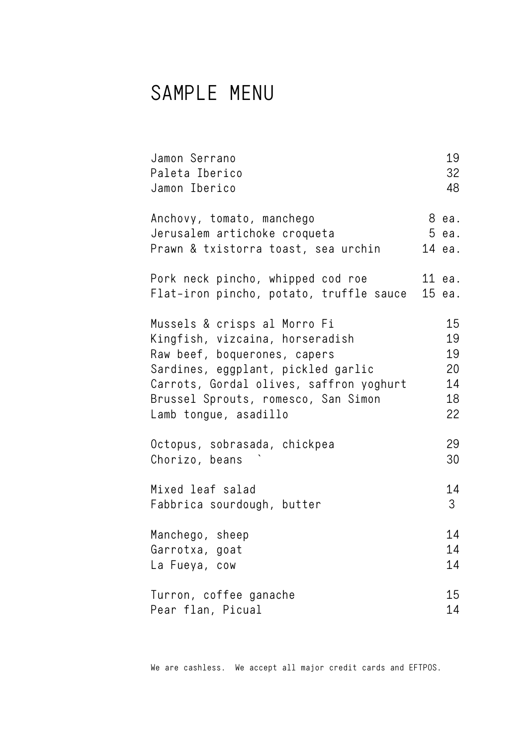# SAMPLE MENU

| | |
|---|---|
| Jamon Serrano | 19 |
| Paleta Iberico | 32 |
| Jamon Iberico | 48 |
| | |
| Anchovy, tomato, manchego | 8 ea. |
| Jerusalem artichoke croqueta | 5 ea. |
| Prawn & txistorra toast, sea urchin | 14 ea. |
| | |
| Pork neck pincho, whipped cod roe | 11 ea. |
| Flat-iron pincho, potato, truffle sauce | 15 ea. |
| | |
| Mussels & crisps al Morro Fi | 15 |
| Kingfish, vizcaina, horseradish | 19 |
| Raw beef, boquerones, capers | 19 |
| Sardines, eggplant, pickled garlic | 20 |
| Carrots, Gordal olives, saffron yoghurt | 14 |
| Brussel Sprouts, romesco, San Simon | 18 |
| Lamb tongue, asadillo | 22 |
| | |
| Octopus, sobrasada, chickpea | 29 |
| Chorizo, beans ` | 30 |
| | |
| Mixed leaf salad | 14 |
| Fabbrica sourdough, butter | 3 |
| | |
| Manchego, sheep | 14 |
| Garrotxa, goat | 14 |
| La Fueya, cow | 14 |
| | |
| Turron, coffee ganache | 15 |
| Pear flan, Picual | 14 |

We are cashless. We accept all major credit cards and EFTPOS.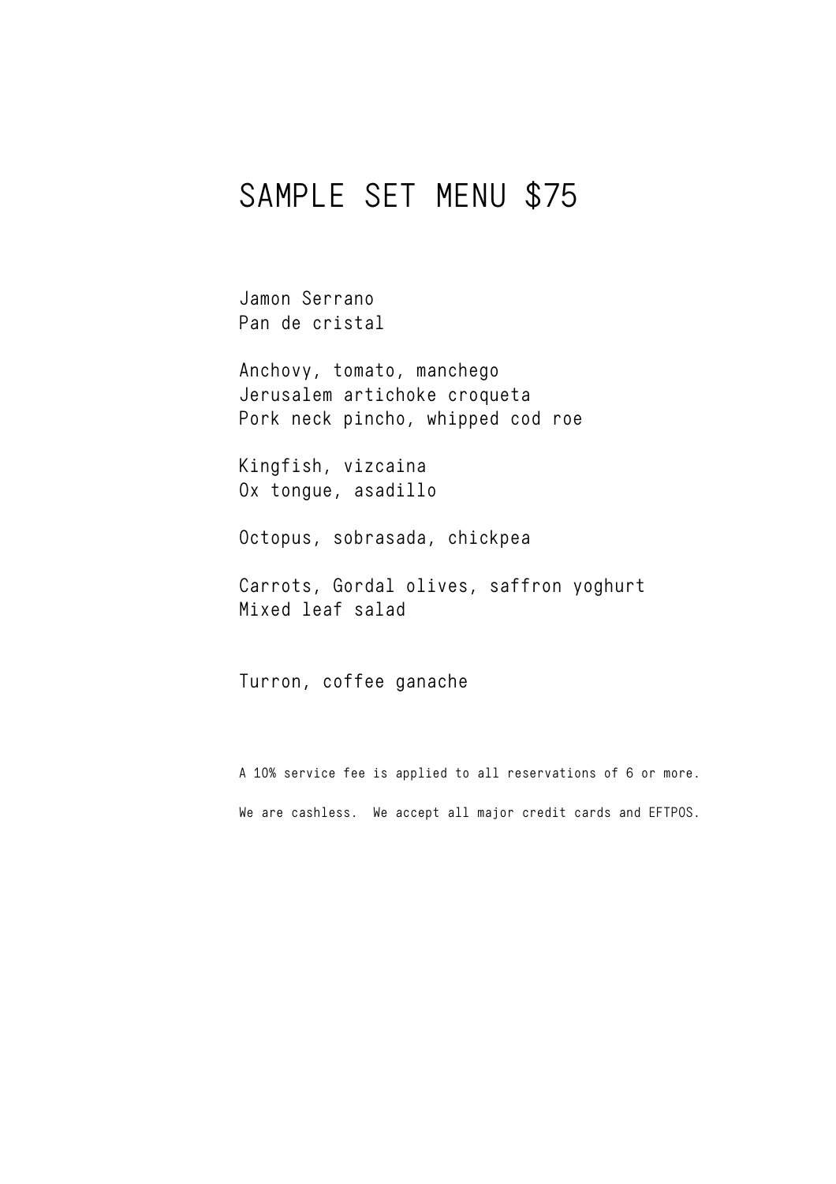# SAMPLE SET MENU $75

Jamon Serrano  
Pan de cristal

Anchovy, tomato, manchego  
Jerusalem artichoke croqueta  
Pork neck pincho, whipped cod roe

Kingfish, vizcaina  
Ox tongue, asadillo

Octopus, sobrasada, chickpea

Carrots, Gordal olives, saffron yoghurt  
Mixed leaf salad

Turron, coffee ganache

A 10% service fee is applied to all reservations of 6 or more.

We are cashless. We accept all major credit cards and EFTPOS.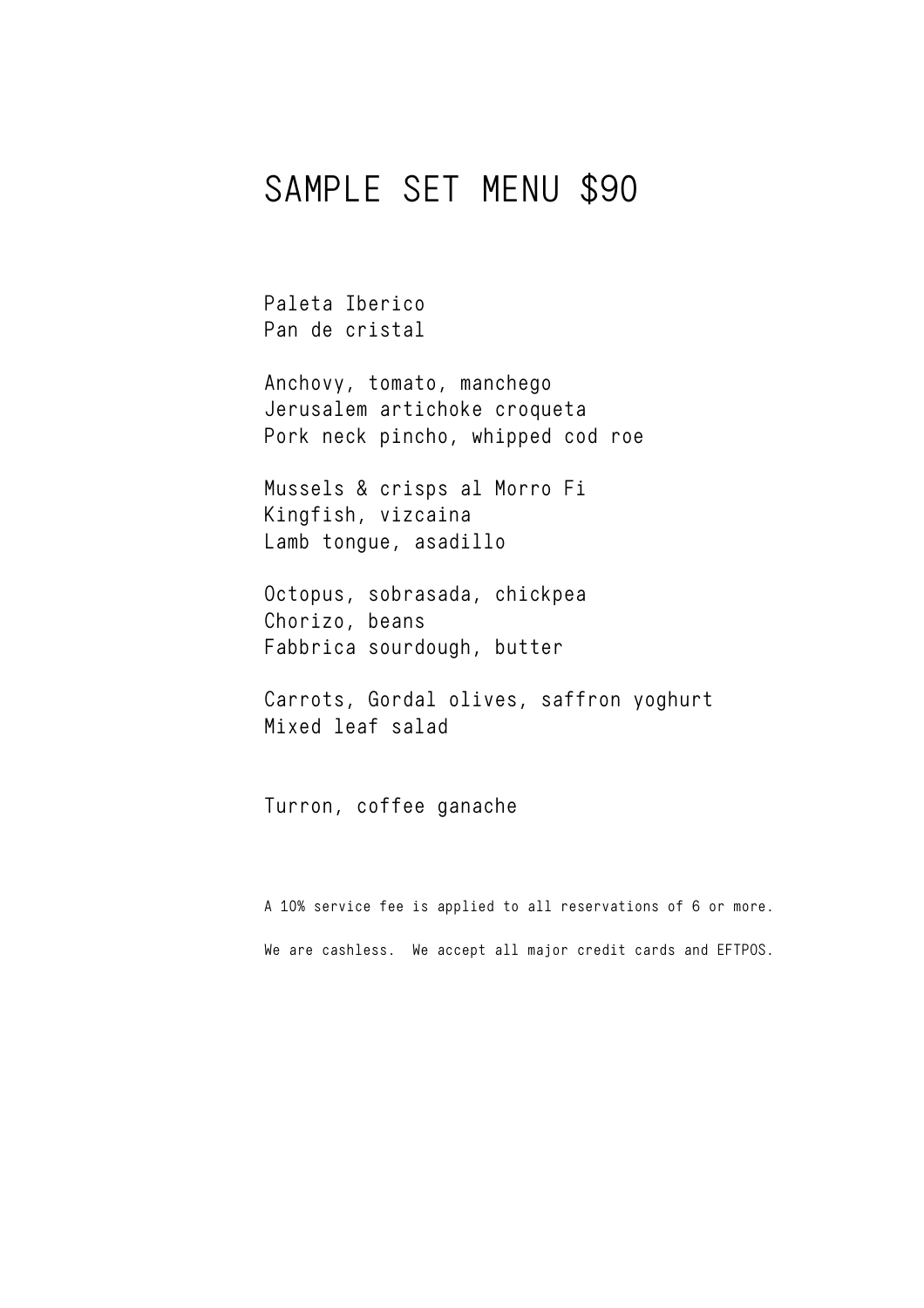# SAMPLE SET MENU $90

Paleta Iberico
Pan de cristal

Anchovy, tomato, manchego
Jerusalem artichoke croqueta
Pork neck pincho, whipped cod roe

Mussels & crisps al Morro Fi
Kingfish, vizcaina
Lamb tongue, asadillo

Octopus, sobrasada, chickpea
Chorizo, beans
Fabbrica sourdough, butter

Carrots, Gordal olives, saffron yoghurt
Mixed leaf salad

Turron, coffee ganache

A 10% service fee is applied to all reservations of 6 or more.

We are cashless. We accept all major credit cards and EFTPOS.